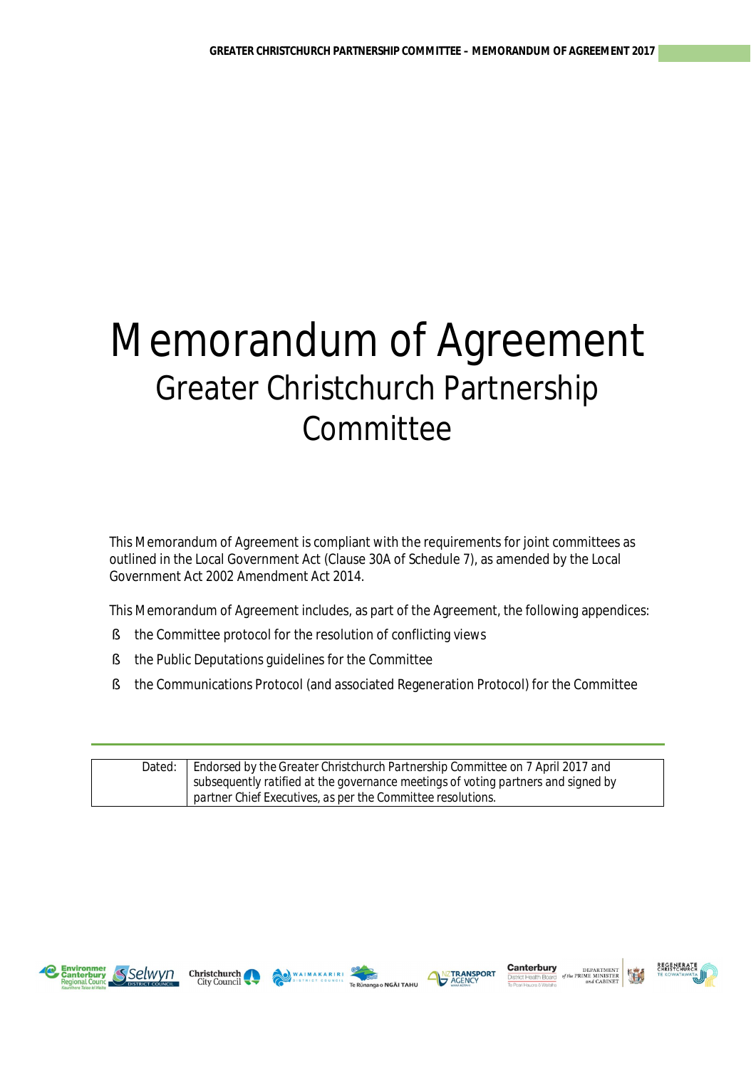# Memorandum of Agreement

## Greater Christchurch Partnership Committee

This Memorandum of Agreement is compliant with the requirements for joint committees as outlined in the Local Government Act (Clause 30A of Schedule 7), as amended by the Local Government Act 2002 Amendment Act 2014.

This Memorandum of Agreement includes, as part of the Agreement, the following appendices:

- the Committee protocol for the resolution of conflicting views
- the Public Deputations guidelines for the Committee
- the Communications Protocol (and associated Regeneration Protocol) for the Committee

| Dated: | Endorsed by the Greater Christchurch Partnership Committee on 7 April 2017 and subsequently ratified at the governance meetings of voting partners and signed by partner Chief Executives, as per the Committee resolutions. |
|---|---|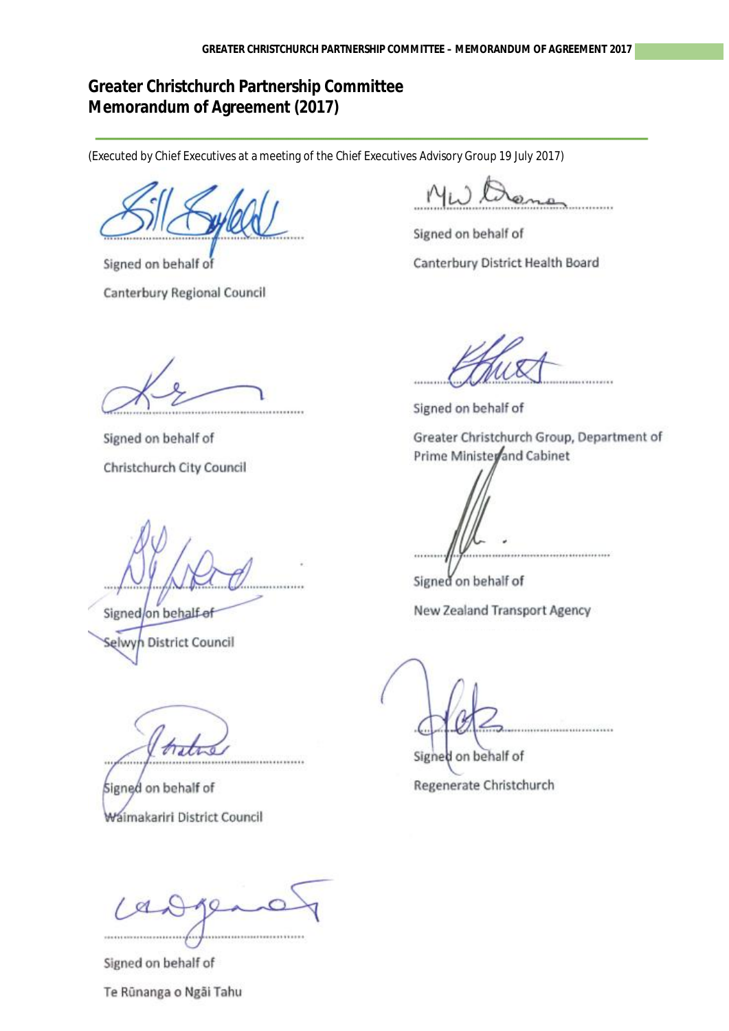# Greater Christchurch Partnership Committee Memorandum of Agreement (2017)

(Executed by Chief Executives at a meeting of the Chief Executives Advisory Group 19 July 2017)

Signed on behalf of

Canterbury Regional Council

Signed on behalf of

Canterbury District Health Board

Signed on behalf of

Christchurch City Council

Signed on behalf of

Greater Christchurch Group, Department of Prime Minister and Cabinet

Signed on behalf of

Selwyn District Council

Signed on behalf of

New Zealand Transport Agency

Signed on behalf of

Waimakariri District Council

Signed on behalf of

Regenerate Christchurch

Signed on behalf of

Te Rūnanga o Ngāi Tahu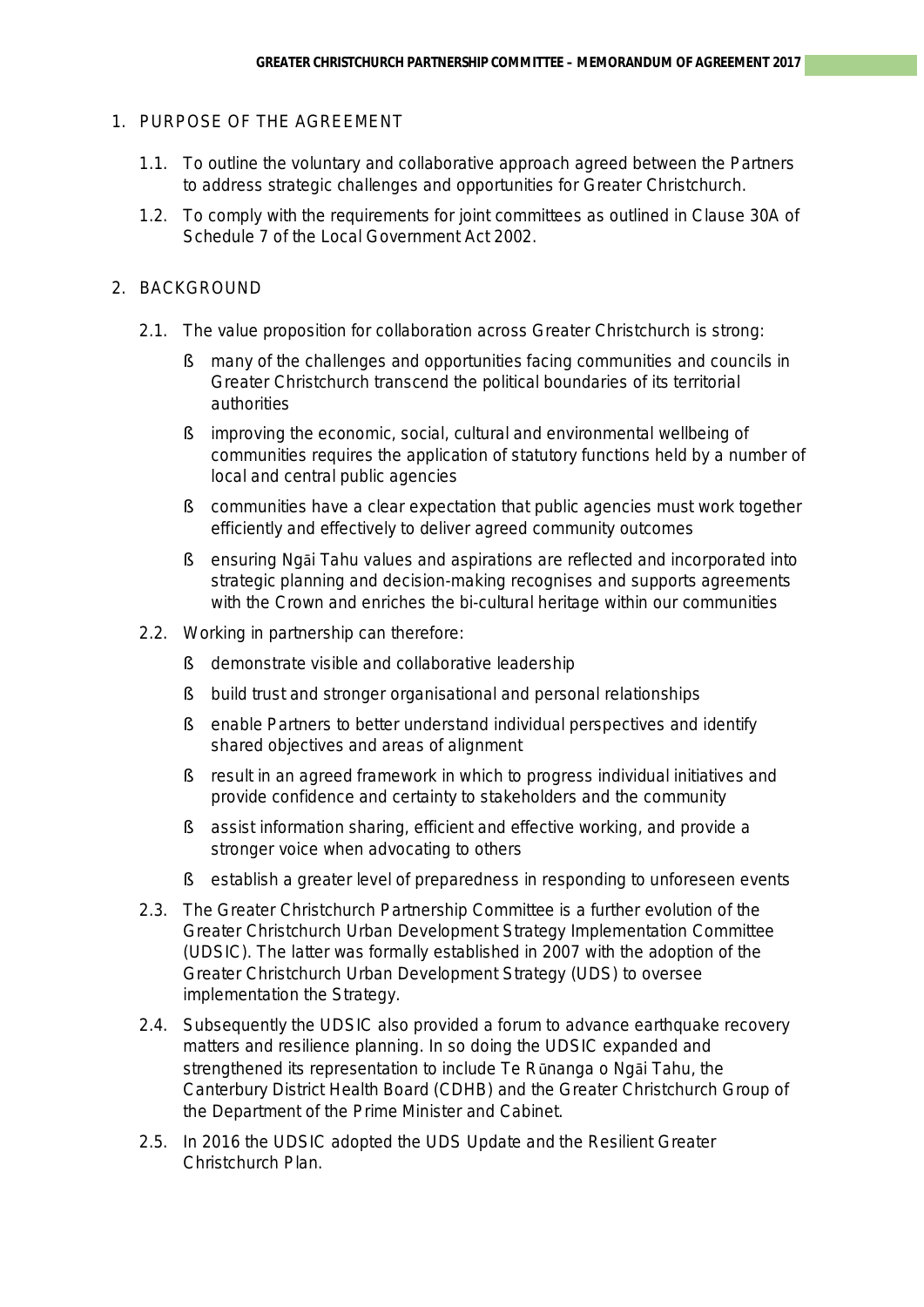## 1. PURPOSE OF THE AGREEMENT

1.1. To outline the voluntary and collaborative approach agreed between the Partners to address strategic challenges and opportunities for Greater Christchurch.

1.2. To comply with the requirements for joint committees as outlined in Clause 30A of Schedule 7 of the Local Government Act 2002.

## 2. BACKGROUND

2.1. The value proposition for collaboration across Greater Christchurch is strong:

- many of the challenges and opportunities facing communities and councils in Greater Christchurch transcend the political boundaries of its territorial authorities
- improving the economic, social, cultural and environmental wellbeing of communities requires the application of statutory functions held by a number of local and central public agencies
- communities have a clear expectation that public agencies must work together efficiently and effectively to deliver agreed community outcomes
- ensuring Ngāi Tahu values and aspirations are reflected and incorporated into strategic planning and decision-making recognises and supports agreements with the Crown and enriches the bi-cultural heritage within our communities

2.2. Working in partnership can therefore:

- demonstrate visible and collaborative leadership
- build trust and stronger organisational and personal relationships
- enable Partners to better understand individual perspectives and identify shared objectives and areas of alignment
- result in an agreed framework in which to progress individual initiatives and provide confidence and certainty to stakeholders and the community
- assist information sharing, efficient and effective working, and provide a stronger voice when advocating to others
- establish a greater level of preparedness in responding to unforeseen events

2.3. The Greater Christchurch Partnership Committee is a further evolution of the Greater Christchurch Urban Development Strategy Implementation Committee (UDSIC). The latter was formally established in 2007 with the adoption of the Greater Christchurch Urban Development Strategy (UDS) to oversee implementation the Strategy.

2.4. Subsequently the UDSIC also provided a forum to advance earthquake recovery matters and resilience planning. In so doing the UDSIC expanded and strengthened its representation to include Te Rūnanga o Ngāi Tahu, the Canterbury District Health Board (CDHB) and the Greater Christchurch Group of the Department of the Prime Minister and Cabinet.

2.5. In 2016 the UDSIC adopted the UDS Update and the Resilient Greater Christchurch Plan.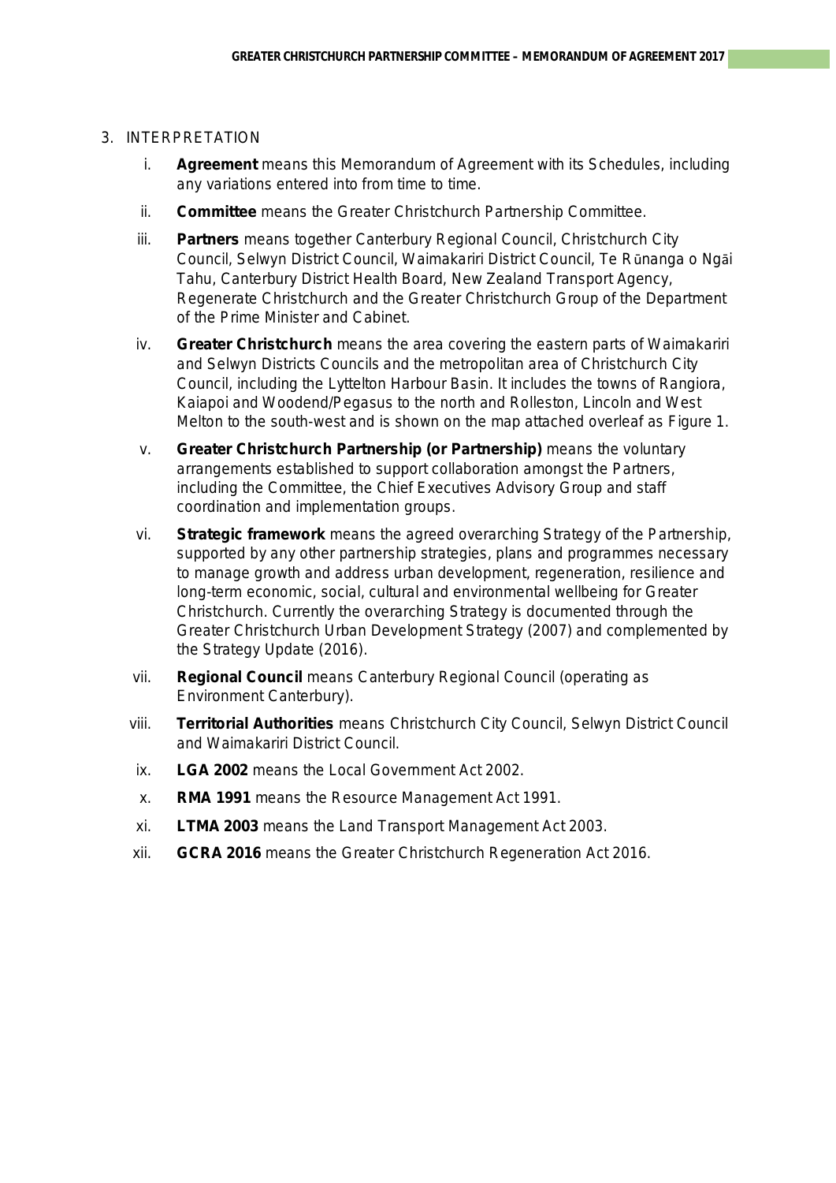## 3. INTERPRETATION

i. **Agreement** means this Memorandum of Agreement with its Schedules, including any variations entered into from time to time.

ii. **Committee** means the Greater Christchurch Partnership Committee.

iii. **Partners** means together Canterbury Regional Council, Christchurch City Council, Selwyn District Council, Waimakariri District Council, Te Rūnanga o Ngāi Tahu, Canterbury District Health Board, New Zealand Transport Agency, Regenerate Christchurch and the Greater Christchurch Group of the Department of the Prime Minister and Cabinet.

iv. **Greater Christchurch** means the area covering the eastern parts of Waimakariri and Selwyn Districts Councils and the metropolitan area of Christchurch City Council, including the Lyttelton Harbour Basin. It includes the towns of Rangiora, Kaiapoi and Woodend/Pegasus to the north and Rolleston, Lincoln and West Melton to the south-west and is shown on the map attached overleaf as Figure 1.

v. **Greater Christchurch Partnership (or Partnership)** means the voluntary arrangements established to support collaboration amongst the Partners, including the Committee, the Chief Executives Advisory Group and staff coordination and implementation groups.

vi. **Strategic framework** means the agreed overarching Strategy of the Partnership, supported by any other partnership strategies, plans and programmes necessary to manage growth and address urban development, regeneration, resilience and long-term economic, social, cultural and environmental wellbeing for Greater Christchurch. Currently the overarching Strategy is documented through the Greater Christchurch Urban Development Strategy (2007) and complemented by the Strategy Update (2016).

vii. **Regional Council** means Canterbury Regional Council (operating as Environment Canterbury).

viii. **Territorial Authorities** means Christchurch City Council, Selwyn District Council and Waimakariri District Council.

ix. **LGA 2002** means the Local Government Act 2002.

x. **RMA 1991** means the Resource Management Act 1991.

xi. **LTMA 2003** means the Land Transport Management Act 2003.

xii. **GCRA 2016** means the Greater Christchurch Regeneration Act 2016.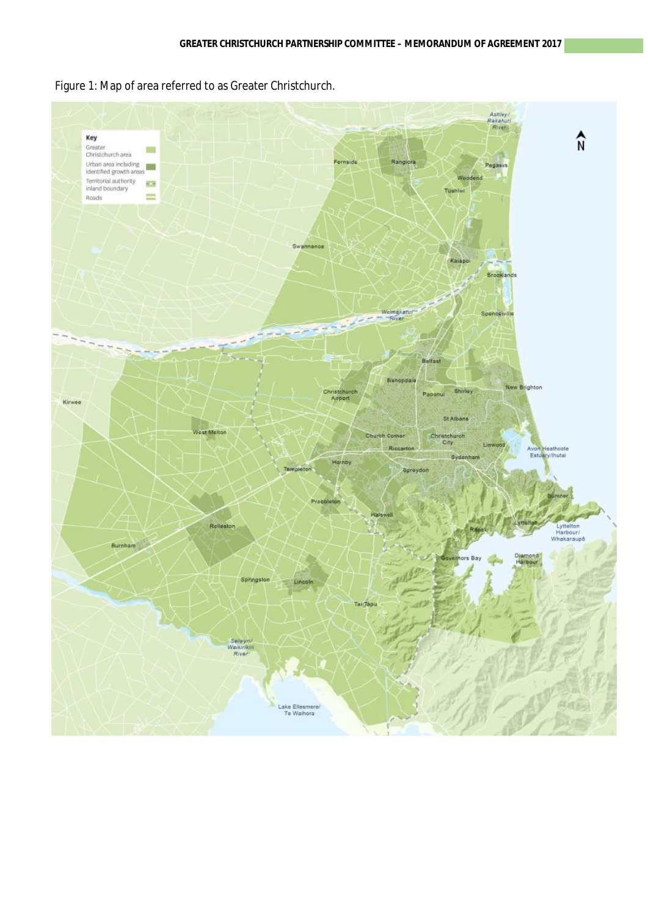Figure 1: Map of area referred to as Greater Christchurch.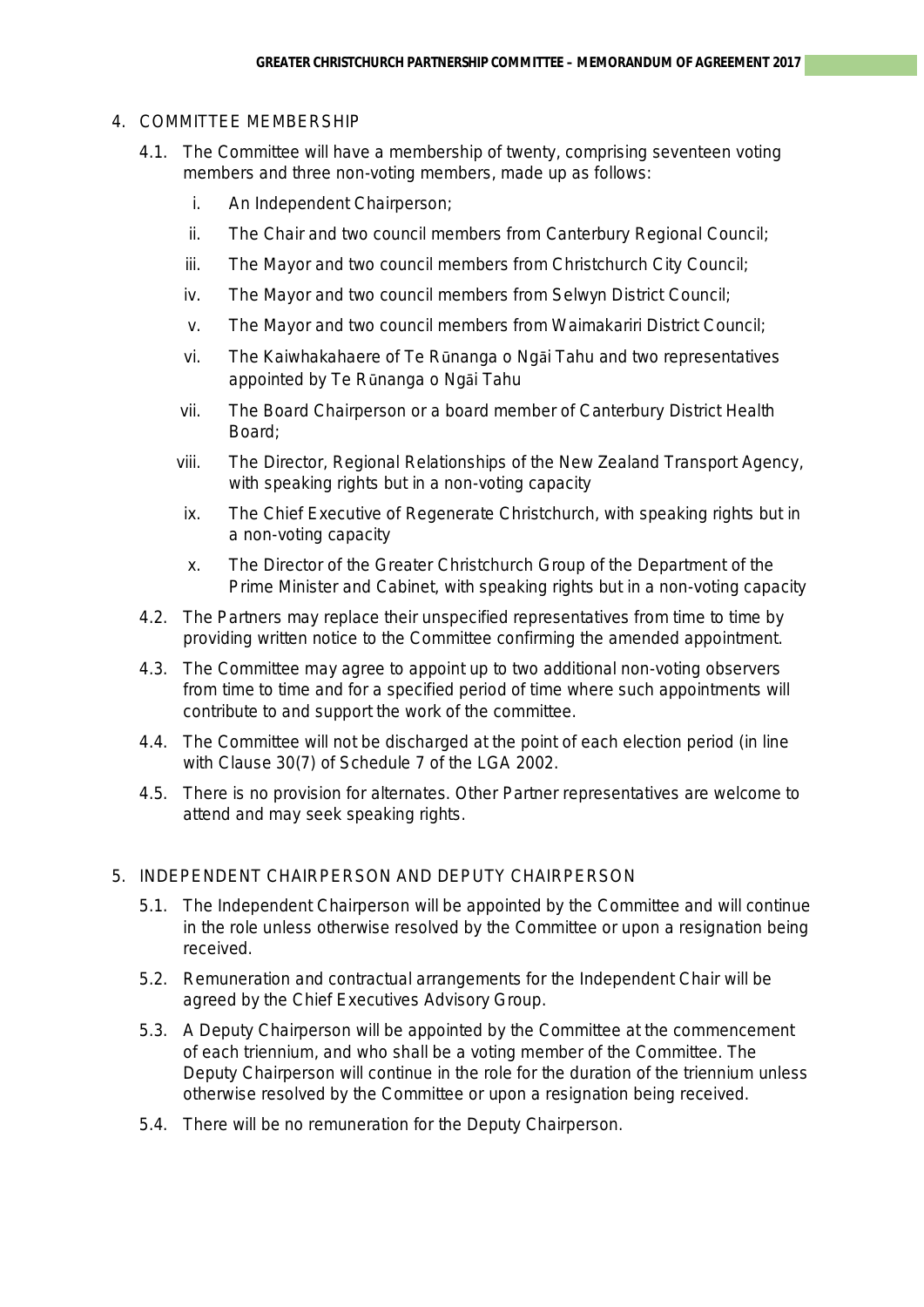## 4. COMMITTEE MEMBERSHIP

4.1. The Committee will have a membership of twenty, comprising seventeen voting members and three non-voting members, made up as follows:

   i. An Independent Chairperson;

   ii. The Chair and two council members from Canterbury Regional Council;

   iii. The Mayor and two council members from Christchurch City Council;

   iv. The Mayor and two council members from Selwyn District Council;

   v. The Mayor and two council members from Waimakariri District Council;

   vi. The Kaiwhakahaere of Te Rūnanga o Ngāi Tahu and two representatives appointed by Te Rūnanga o Ngāi Tahu

   vii. The Board Chairperson or a board member of Canterbury District Health Board;

   viii. The Director, Regional Relationships of the New Zealand Transport Agency, with speaking rights but in a non-voting capacity

   ix. The Chief Executive of Regenerate Christchurch, with speaking rights but in a non-voting capacity

   x. The Director of the Greater Christchurch Group of the Department of the Prime Minister and Cabinet, with speaking rights but in a non-voting capacity

4.2. The Partners may replace their unspecified representatives from time to time by providing written notice to the Committee confirming the amended appointment.

4.3. The Committee may agree to appoint up to two additional non-voting observers from time to time and for a specified period of time where such appointments will contribute to and support the work of the committee.

4.4. The Committee will not be discharged at the point of each election period (in line with Clause 30(7) of Schedule 7 of the LGA 2002.

4.5. There is no provision for alternates. Other Partner representatives are welcome to attend and may seek speaking rights.

## 5. INDEPENDENT CHAIRPERSON AND DEPUTY CHAIRPERSON

5.1. The Independent Chairperson will be appointed by the Committee and will continue in the role unless otherwise resolved by the Committee or upon a resignation being received.

5.2. Remuneration and contractual arrangements for the Independent Chair will be agreed by the Chief Executives Advisory Group.

5.3. A Deputy Chairperson will be appointed by the Committee at the commencement of each triennium, and who shall be a voting member of the Committee. The Deputy Chairperson will continue in the role for the duration of the triennium unless otherwise resolved by the Committee or upon a resignation being received.

5.4. There will be no remuneration for the Deputy Chairperson.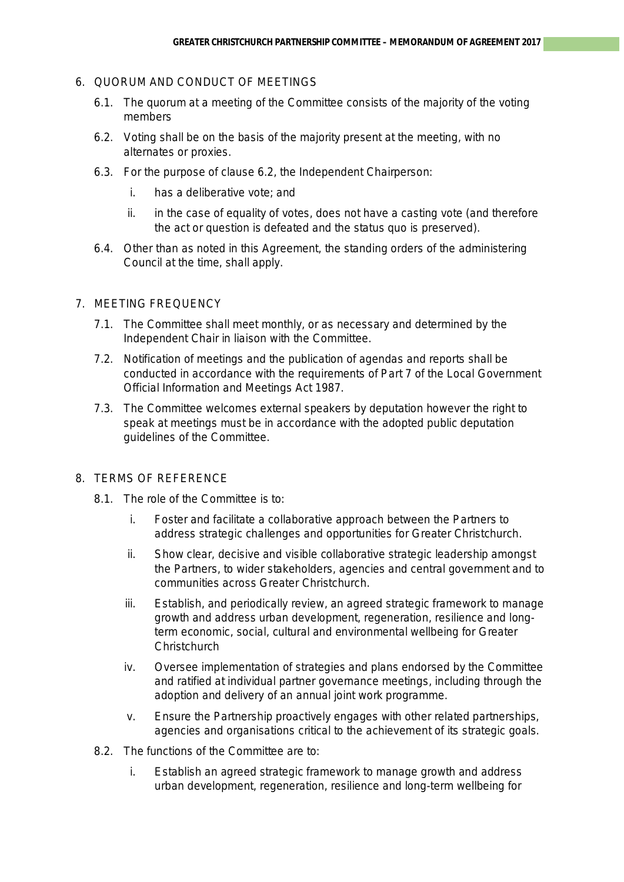## 6. QUORUM AND CONDUCT OF MEETINGS

6.1. The quorum at a meeting of the Committee consists of the majority of the voting members

6.2. Voting shall be on the basis of the majority present at the meeting, with no alternates or proxies.

6.3. For the purpose of clause 6.2, the Independent Chairperson:

i. has a deliberative vote; and

ii. in the case of equality of votes, does not have a casting vote (and therefore the act or question is defeated and the status quo is preserved).

6.4. Other than as noted in this Agreement, the standing orders of the administering Council at the time, shall apply.

## 7. MEETING FREQUENCY

7.1. The Committee shall meet monthly, or as necessary and determined by the Independent Chair in liaison with the Committee.

7.2. Notification of meetings and the publication of agendas and reports shall be conducted in accordance with the requirements of Part 7 of the Local Government Official Information and Meetings Act 1987.

7.3. The Committee welcomes external speakers by deputation however the right to speak at meetings must be in accordance with the adopted public deputation guidelines of the Committee.

## 8. TERMS OF REFERENCE

8.1. The role of the Committee is to:

i. Foster and facilitate a collaborative approach between the Partners to address strategic challenges and opportunities for Greater Christchurch.

ii. Show clear, decisive and visible collaborative strategic leadership amongst the Partners, to wider stakeholders, agencies and central government and to communities across Greater Christchurch.

iii. Establish, and periodically review, an agreed strategic framework to manage growth and address urban development, regeneration, resilience and long-term economic, social, cultural and environmental wellbeing for Greater Christchurch

iv. Oversee implementation of strategies and plans endorsed by the Committee and ratified at individual partner governance meetings, including through the adoption and delivery of an annual joint work programme.

v. Ensure the Partnership proactively engages with other related partnerships, agencies and organisations critical to the achievement of its strategic goals.

8.2. The functions of the Committee are to:

i. Establish an agreed strategic framework to manage growth and address urban development, regeneration, resilience and long-term wellbeing for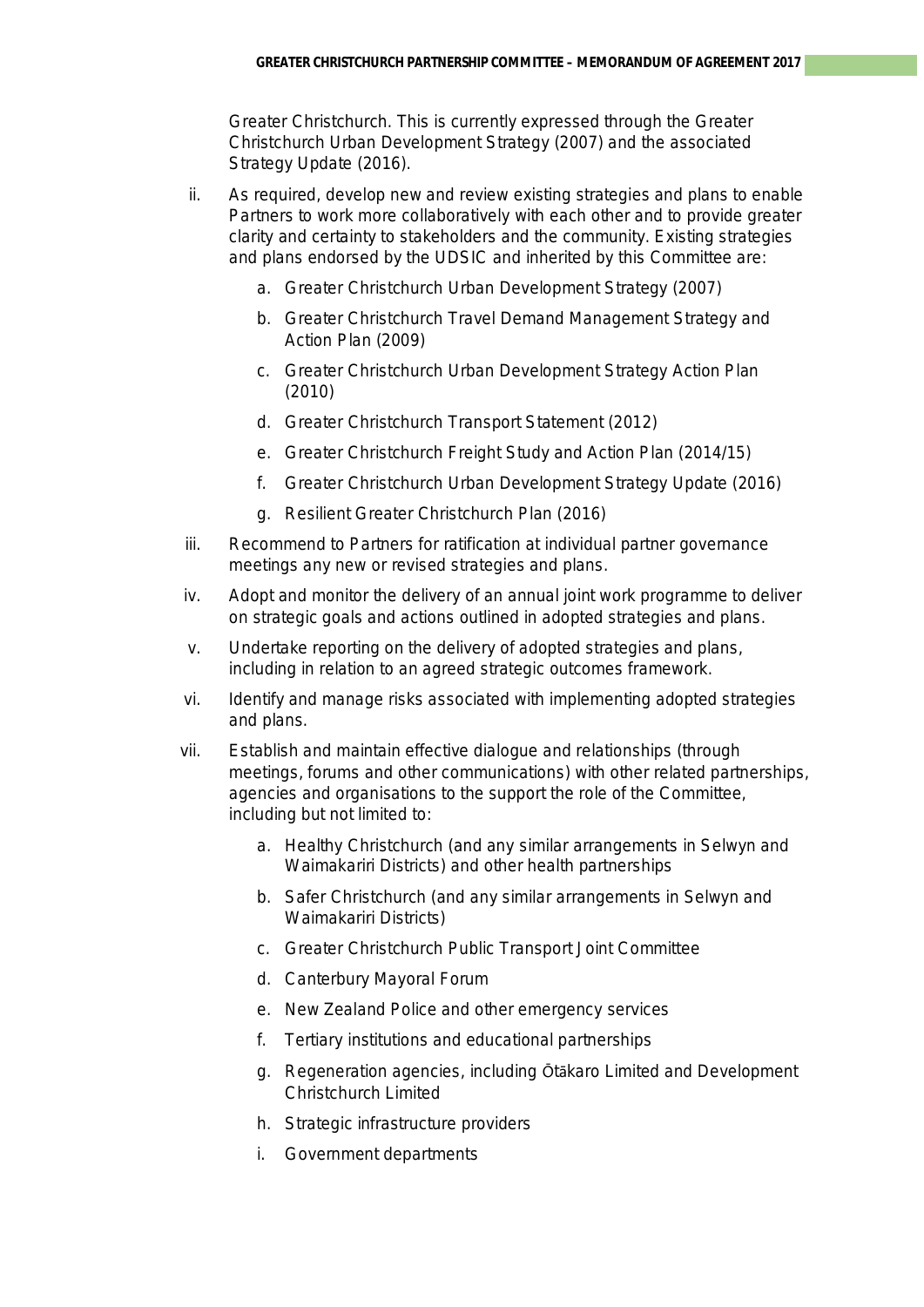Greater Christchurch. This is currently expressed through the Greater Christchurch Urban Development Strategy (2007) and the associated Strategy Update (2016).

ii. As required, develop new and review existing strategies and plans to enable Partners to work more collaboratively with each other and to provide greater clarity and certainty to stakeholders and the community. Existing strategies and plans endorsed by the UDSIC and inherited by this Committee are:

   a. Greater Christchurch Urban Development Strategy (2007)

   b. Greater Christchurch Travel Demand Management Strategy and Action Plan (2009)

   c. Greater Christchurch Urban Development Strategy Action Plan (2010)

   d. Greater Christchurch Transport Statement (2012)

   e. Greater Christchurch Freight Study and Action Plan (2014/15)

   f. Greater Christchurch Urban Development Strategy Update (2016)

   g. Resilient Greater Christchurch Plan (2016)

iii. Recommend to Partners for ratification at individual partner governance meetings any new or revised strategies and plans.

iv. Adopt and monitor the delivery of an annual joint work programme to deliver on strategic goals and actions outlined in adopted strategies and plans.

v. Undertake reporting on the delivery of adopted strategies and plans, including in relation to an agreed strategic outcomes framework.

vi. Identify and manage risks associated with implementing adopted strategies and plans.

vii. Establish and maintain effective dialogue and relationships (through meetings, forums and other communications) with other related partnerships, agencies and organisations to the support the role of the Committee, including but not limited to:

   a. Healthy Christchurch (and any similar arrangements in Selwyn and Waimakariri Districts) and other health partnerships

   b. Safer Christchurch (and any similar arrangements in Selwyn and Waimakariri Districts)

   c. Greater Christchurch Public Transport Joint Committee

   d. Canterbury Mayoral Forum

   e. New Zealand Police and other emergency services

   f. Tertiary institutions and educational partnerships

   g. Regeneration agencies, including Ōtākaro Limited and Development Christchurch Limited

   h. Strategic infrastructure providers

   i. Government departments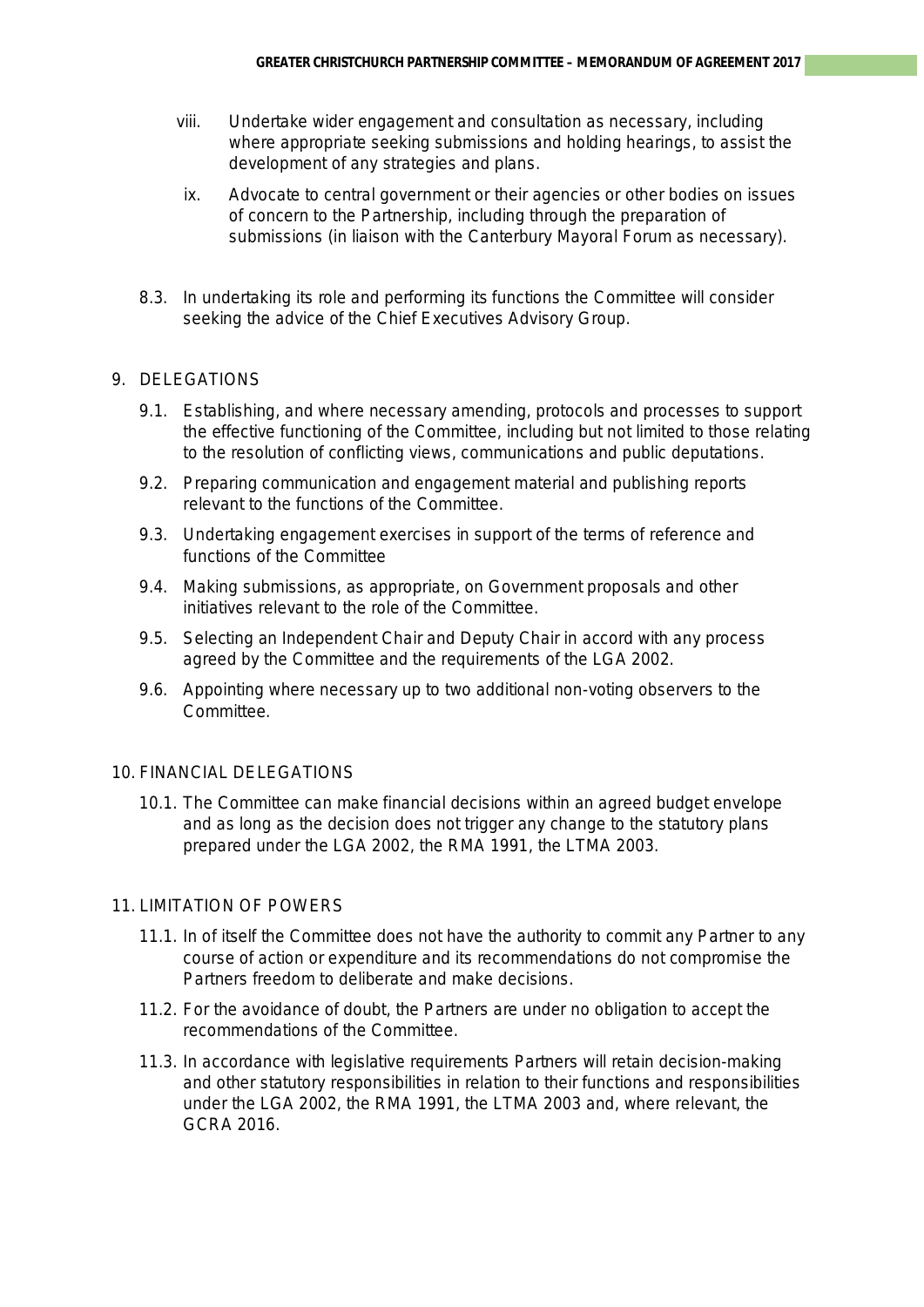viii. Undertake wider engagement and consultation as necessary, including where appropriate seeking submissions and holding hearings, to assist the development of any strategies and plans.

ix. Advocate to central government or their agencies or other bodies on issues of concern to the Partnership, including through the preparation of submissions (in liaison with the Canterbury Mayoral Forum as necessary).

8.3. In undertaking its role and performing its functions the Committee will consider seeking the advice of the Chief Executives Advisory Group.

## 9. DELEGATIONS

9.1. Establishing, and where necessary amending, protocols and processes to support the effective functioning of the Committee, including but not limited to those relating to the resolution of conflicting views, communications and public deputations.

9.2. Preparing communication and engagement material and publishing reports relevant to the functions of the Committee.

9.3. Undertaking engagement exercises in support of the terms of reference and functions of the Committee

9.4. Making submissions, as appropriate, on Government proposals and other initiatives relevant to the role of the Committee.

9.5. Selecting an Independent Chair and Deputy Chair in accord with any process agreed by the Committee and the requirements of the LGA 2002.

9.6. Appointing where necessary up to two additional non-voting observers to the Committee.

## 10. FINANCIAL DELEGATIONS

10.1. The Committee can make financial decisions within an agreed budget envelope and as long as the decision does not trigger any change to the statutory plans prepared under the LGA 2002, the RMA 1991, the LTMA 2003.

## 11. LIMITATION OF POWERS

11.1. In of itself the Committee does not have the authority to commit any Partner to any course of action or expenditure and its recommendations do not compromise the Partners freedom to deliberate and make decisions.

11.2. For the avoidance of doubt, the Partners are under no obligation to accept the recommendations of the Committee.

11.3. In accordance with legislative requirements Partners will retain decision-making and other statutory responsibilities in relation to their functions and responsibilities under the LGA 2002, the RMA 1991, the LTMA 2003 and, where relevant, the GCRA 2016.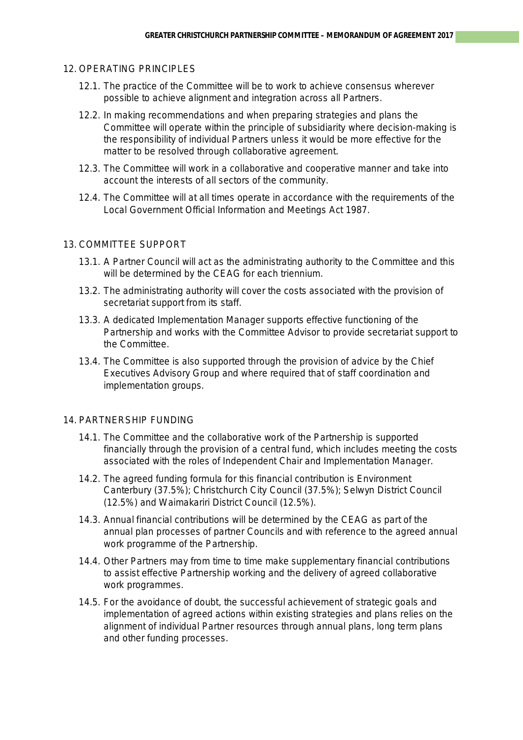## 12. OPERATING PRINCIPLES

12.1. The practice of the Committee will be to work to achieve consensus wherever possible to achieve alignment and integration across all Partners.

12.2. In making recommendations and when preparing strategies and plans the Committee will operate within the principle of subsidiarity where decision-making is the responsibility of individual Partners unless it would be more effective for the matter to be resolved through collaborative agreement.

12.3. The Committee will work in a collaborative and cooperative manner and take into account the interests of all sectors of the community.

12.4. The Committee will at all times operate in accordance with the requirements of the Local Government Official Information and Meetings Act 1987.

## 13. COMMITTEE SUPPORT

13.1. A Partner Council will act as the administrating authority to the Committee and this will be determined by the CEAG for each triennium.

13.2. The administrating authority will cover the costs associated with the provision of secretariat support from its staff.

13.3. A dedicated Implementation Manager supports effective functioning of the Partnership and works with the Committee Advisor to provide secretariat support to the Committee.

13.4. The Committee is also supported through the provision of advice by the Chief Executives Advisory Group and where required that of staff coordination and implementation groups.

## 14. PARTNERSHIP FUNDING

14.1. The Committee and the collaborative work of the Partnership is supported financially through the provision of a central fund, which includes meeting the costs associated with the roles of Independent Chair and Implementation Manager.

14.2. The agreed funding formula for this financial contribution is Environment Canterbury (37.5%); Christchurch City Council (37.5%); Selwyn District Council (12.5%) and Waimakariri District Council (12.5%).

14.3. Annual financial contributions will be determined by the CEAG as part of the annual plan processes of partner Councils and with reference to the agreed annual work programme of the Partnership.

14.4. Other Partners may from time to time make supplementary financial contributions to assist effective Partnership working and the delivery of agreed collaborative work programmes.

14.5. For the avoidance of doubt, the successful achievement of strategic goals and implementation of agreed actions within existing strategies and plans relies on the alignment of individual Partner resources through annual plans, long term plans and other funding processes.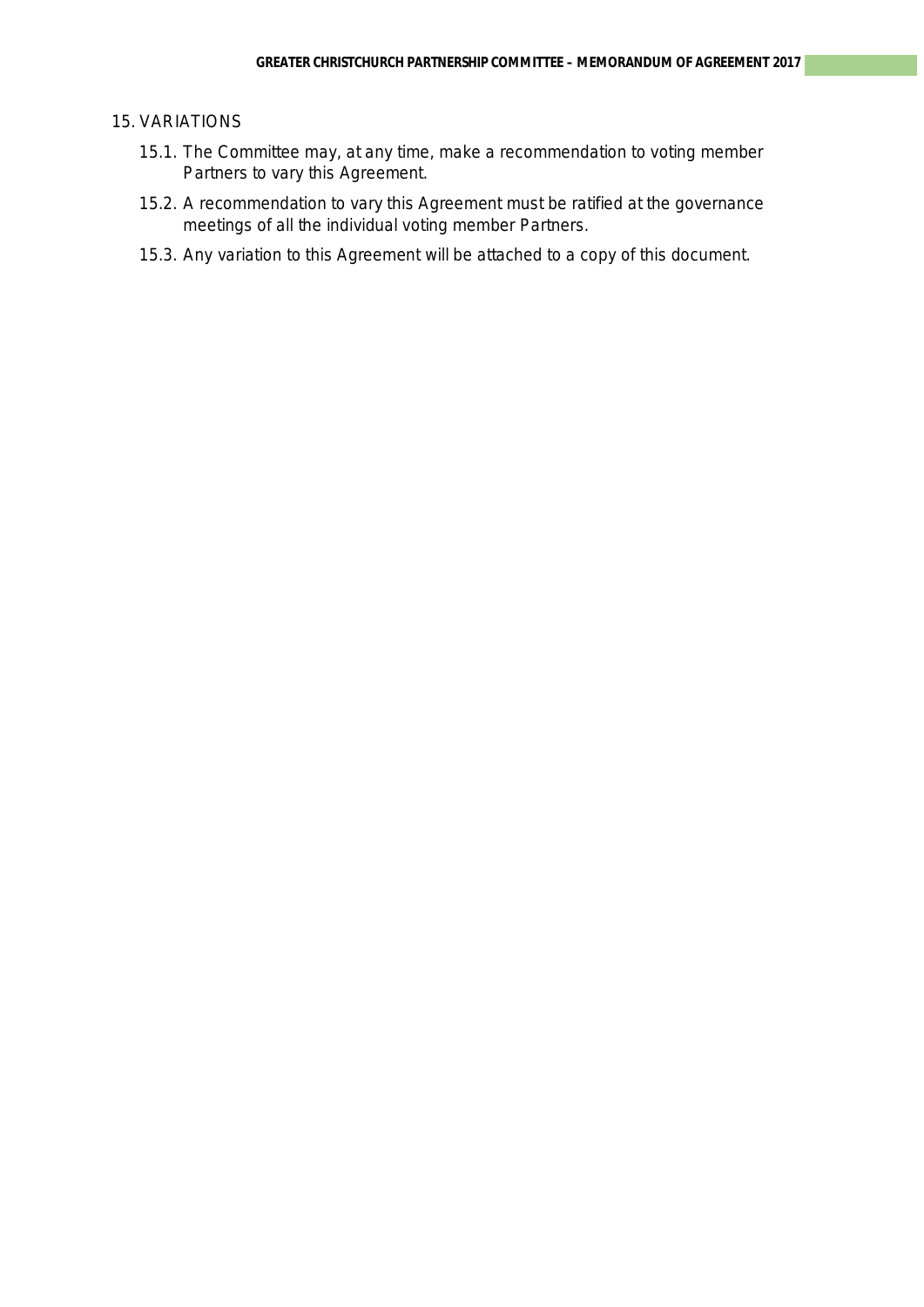## 15. VARIATIONS

15.1. The Committee may, at any time, make a recommendation to voting member Partners to vary this Agreement.

15.2. A recommendation to vary this Agreement must be ratified at the governance meetings of all the individual voting member Partners.

15.3. Any variation to this Agreement will be attached to a copy of this document.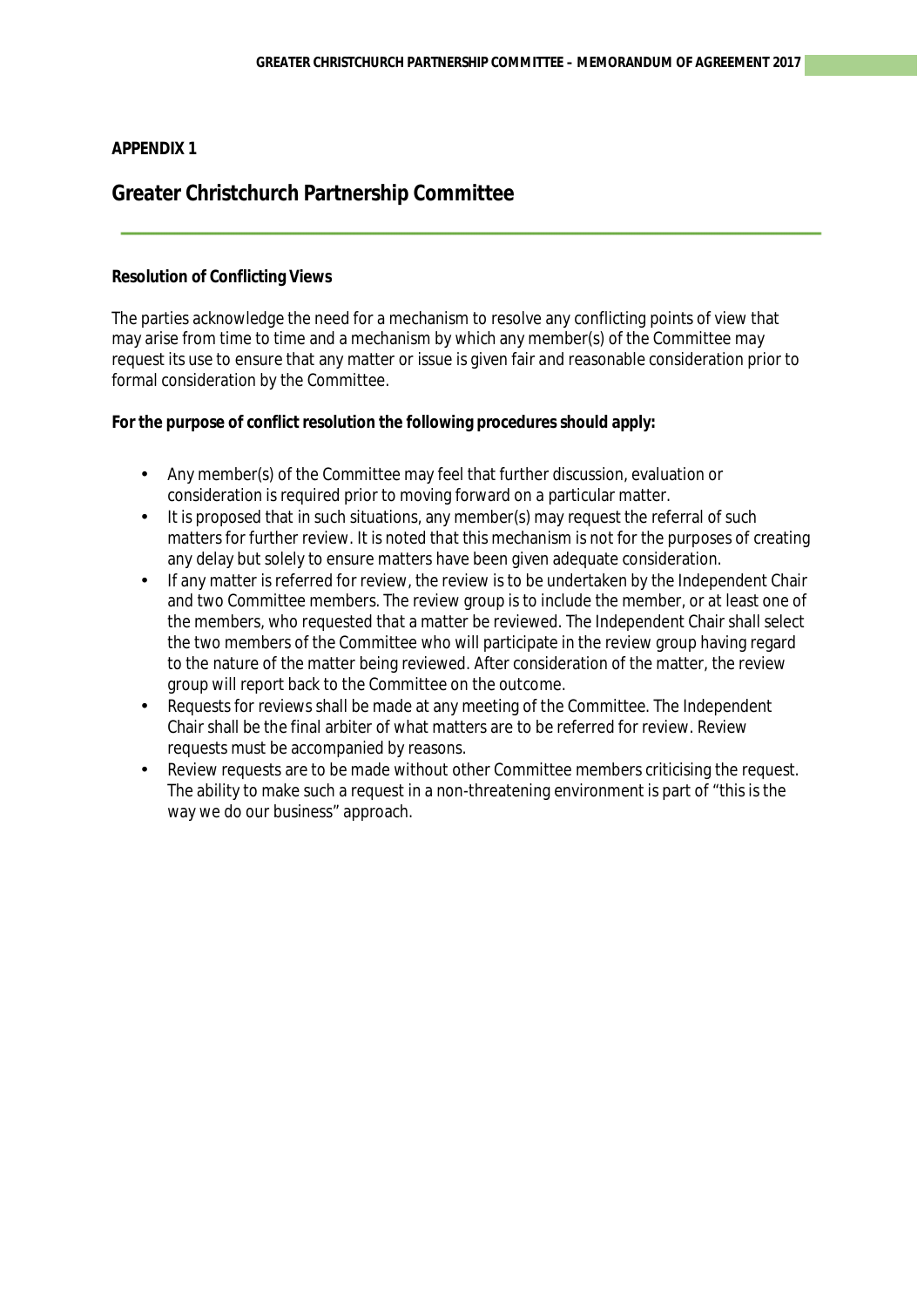**APPENDIX 1**

## Greater Christchurch Partnership Committee

**Resolution of Conflicting Views**

The parties acknowledge the need for a mechanism to resolve any conflicting points of view that may arise from time to time and a mechanism by which any member(s) of the Committee may request its use to ensure that any matter or issue is given fair and reasonable consideration prior to formal consideration by the Committee.

**For the purpose of conflict resolution the following procedures should apply:**

- Any member(s) of the Committee may feel that further discussion, evaluation or consideration is required prior to moving forward on a particular matter.
- It is proposed that in such situations, any member(s) may request the referral of such matters for further review. It is noted that this mechanism is not for the purposes of creating any delay but solely to ensure matters have been given adequate consideration.
- If any matter is referred for review, the review is to be undertaken by the Independent Chair and two Committee members. The review group is to include the member, or at least one of the members, who requested that a matter be reviewed. The Independent Chair shall select the two members of the Committee who will participate in the review group having regard to the nature of the matter being reviewed. After consideration of the matter, the review group will report back to the Committee on the outcome.
- Requests for reviews shall be made at any meeting of the Committee. The Independent Chair shall be the final arbiter of what matters are to be referred for review. Review requests must be accompanied by reasons.
- Review requests are to be made without other Committee members criticising the request. The ability to make such a request in a non-threatening environment is part of "this is the way we do our business" approach.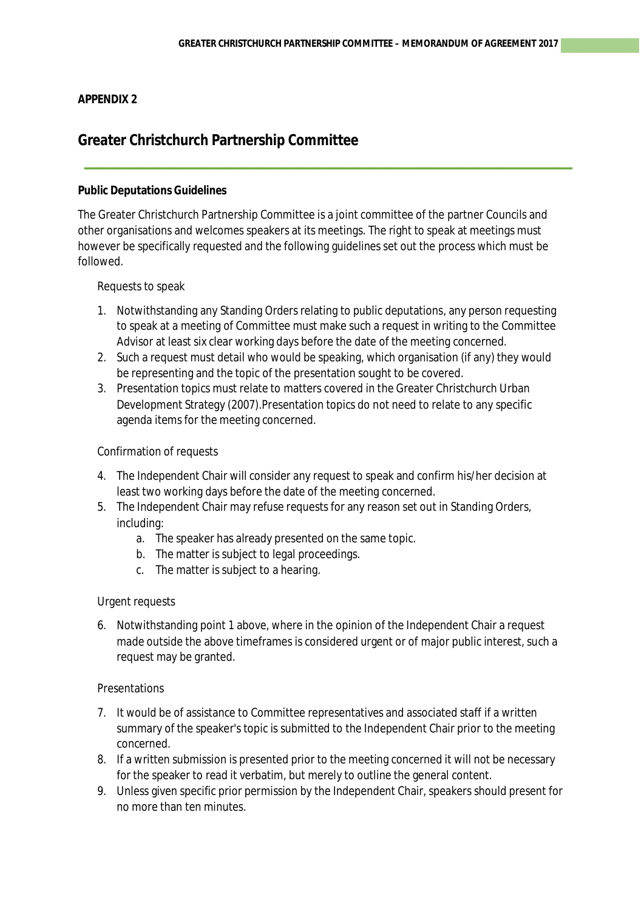**APPENDIX 2**

## Greater Christchurch Partnership Committee

**Public Deputations Guidelines**

The Greater Christchurch Partnership Committee is a joint committee of the partner Councils and other organisations and welcomes speakers at its meetings. The right to speak at meetings must however be specifically requested and the following guidelines set out the process which must be followed.

Requests to speak

1. Notwithstanding any Standing Orders relating to public deputations, any person requesting to speak at a meeting of Committee must make such a request in writing to the Committee Advisor at least six clear working days before the date of the meeting concerned.
2. Such a request must detail who would be speaking, which organisation (if any) they would be representing and the topic of the presentation sought to be covered.
3. Presentation topics must relate to matters covered in the Greater Christchurch Urban Development Strategy (2007).Presentation topics do not need to relate to any specific agenda items for the meeting concerned.

Confirmation of requests

4. The Independent Chair will consider any request to speak and confirm his/her decision at least two working days before the date of the meeting concerned.
5. The Independent Chair may refuse requests for any reason set out in Standing Orders, including:
   a. The speaker has already presented on the same topic.
   b. The matter is subject to legal proceedings.
   c. The matter is subject to a hearing.

Urgent requests

6. Notwithstanding point 1 above, where in the opinion of the Independent Chair a request made outside the above timeframes is considered urgent or of major public interest, such a request may be granted.

Presentations

7. It would be of assistance to Committee representatives and associated staff if a written summary of the speaker's topic is submitted to the Independent Chair prior to the meeting concerned.
8. If a written submission is presented prior to the meeting concerned it will not be necessary for the speaker to read it verbatim, but merely to outline the general content.
9. Unless given specific prior permission by the Independent Chair, speakers should present for no more than ten minutes.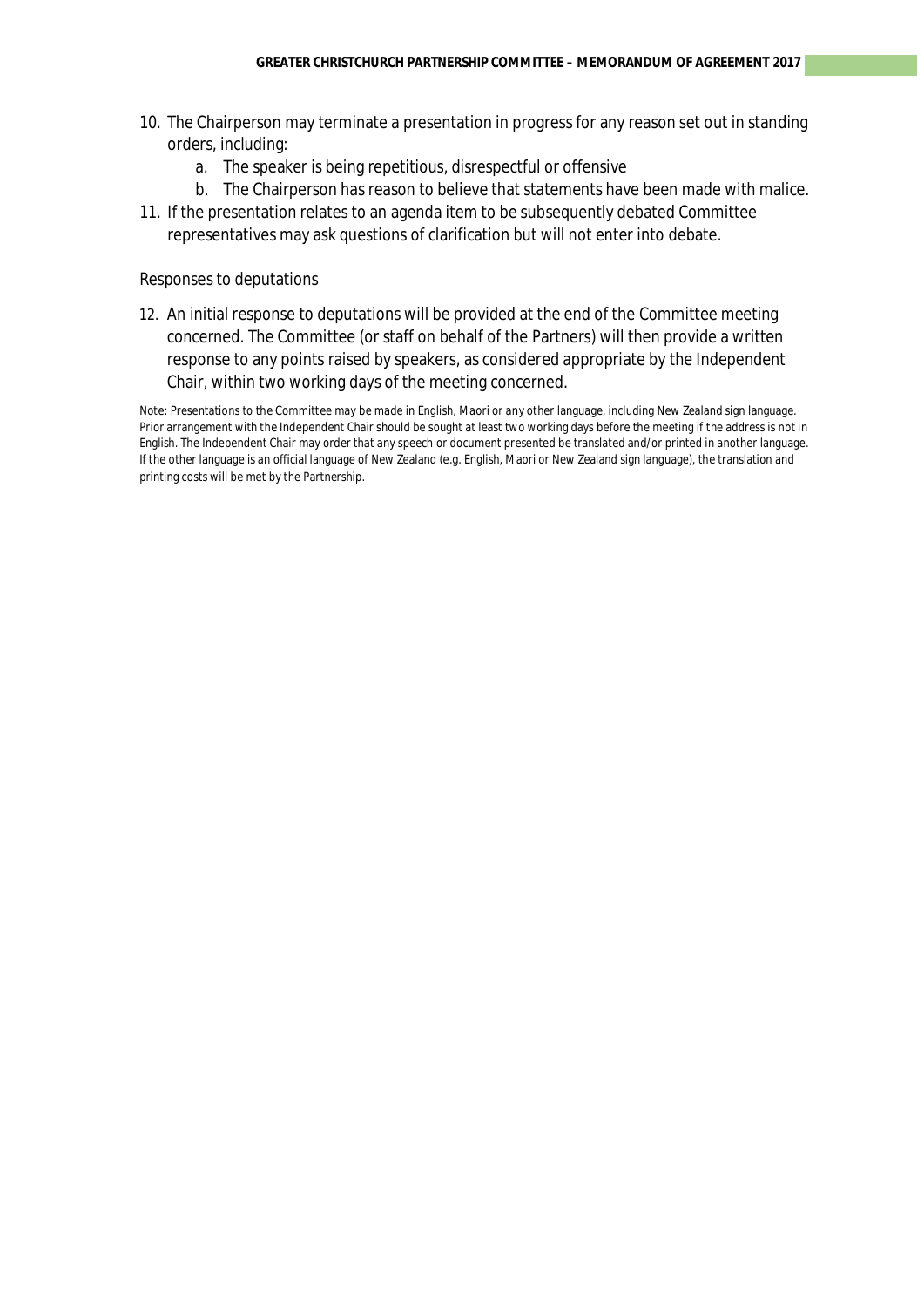10. The Chairperson may terminate a presentation in progress for any reason set out in standing orders, including:
    a. The speaker is being repetitious, disrespectful or offensive
    b. The Chairperson has reason to believe that statements have been made with malice.
11. If the presentation relates to an agenda item to be subsequently debated Committee representatives may ask questions of clarification but will not enter into debate.

Responses to deputations

12. An initial response to deputations will be provided at the end of the Committee meeting concerned. The Committee (or staff on behalf of the Partners) will then provide a written response to any points raised by speakers, as considered appropriate by the Independent Chair, within two working days of the meeting concerned.

Note: Presentations to the Committee may be made in English, Maori or any other language, including New Zealand sign language. Prior arrangement with the Independent Chair should be sought at least two working days before the meeting if the address is not in English. The Independent Chair may order that any speech or document presented be translated and/or printed in another language. If the other language is an official language of New Zealand (e.g. English, Maori or New Zealand sign language), the translation and printing costs will be met by the Partnership.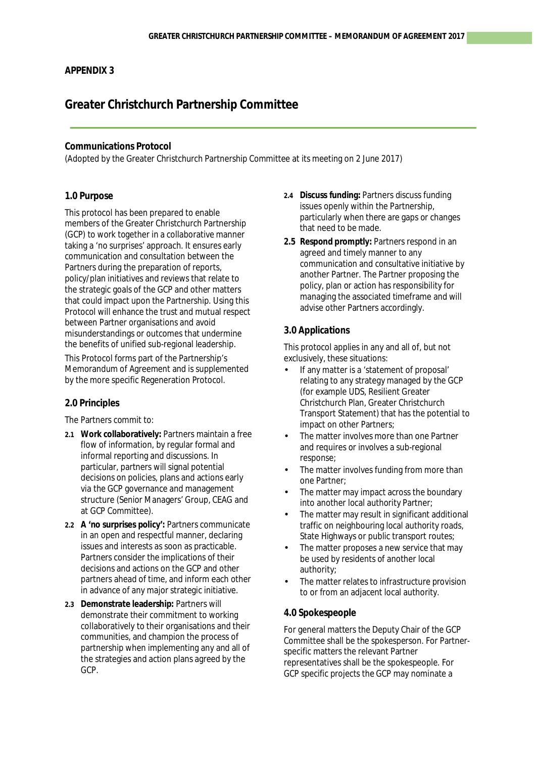**APPENDIX 3**

# Greater Christchurch Partnership Committee

### Communications Protocol

(Adopted by the Greater Christchurch Partnership Committee at its meeting on 2 June 2017)

### 1.0 Purpose

This protocol has been prepared to enable members of the Greater Christchurch Partnership (GCP) to work together in a collaborative manner taking a 'no surprises' approach. It ensures early communication and consultation between the Partners during the preparation of reports, policy/plan initiatives and reviews that relate to the strategic goals of the GCP and other matters that could impact upon the Partnership. Using this Protocol will enhance the trust and mutual respect between Partner organisations and avoid misunderstandings or outcomes that undermine the benefits of unified sub-regional leadership.

This Protocol forms part of the Partnership's Memorandum of Agreement and is supplemented by the more specific Regeneration Protocol.

### 2.0 Principles

The Partners commit to:

- **2.1 Work collaboratively:** Partners maintain a free flow of information, by regular formal and informal reporting and discussions. In particular, partners will signal potential decisions on policies, plans and actions early via the GCP governance and management structure (Senior Managers' Group, CEAG and at GCP Committee).
- **2.2 A 'no surprises policy':** Partners communicate in an open and respectful manner, declaring issues and interests as soon as practicable. Partners consider the implications of their decisions and actions on the GCP and other partners ahead of time, and inform each other in advance of any major strategic initiative.
- **2.3 Demonstrate leadership:** Partners will demonstrate their commitment to working collaboratively to their organisations and their communities, and champion the process of partnership when implementing any and all of the strategies and action plans agreed by the GCP.
- **2.4 Discuss funding:** Partners discuss funding issues openly within the Partnership, particularly when there are gaps or changes that need to be made.
- **2.5 Respond promptly:** Partners respond in an agreed and timely manner to any communication and consultative initiative by another Partner. The Partner proposing the policy, plan or action has responsibility for managing the associated timeframe and will advise other Partners accordingly.

### 3.0 Applications

This protocol applies in any and all of, but not exclusively, these situations:

- If any matter is a 'statement of proposal' relating to any strategy managed by the GCP (for example UDS, Resilient Greater Christchurch Plan, Greater Christchurch Transport Statement) that has the potential to impact on other Partners;
- The matter involves more than one Partner and requires or involves a sub-regional response;
- The matter involves funding from more than one Partner;
- The matter may impact across the boundary into another local authority Partner;
- The matter may result in significant additional traffic on neighbouring local authority roads, State Highways or public transport routes;
- The matter proposes a new service that may be used by residents of another local authority;
- The matter relates to infrastructure provision to or from an adjacent local authority.

### 4.0 Spokespeople

For general matters the Deputy Chair of the GCP Committee shall be the spokesperson. For Partner-specific matters the relevant Partner representatives shall be the spokespeople. For GCP specific projects the GCP may nominate a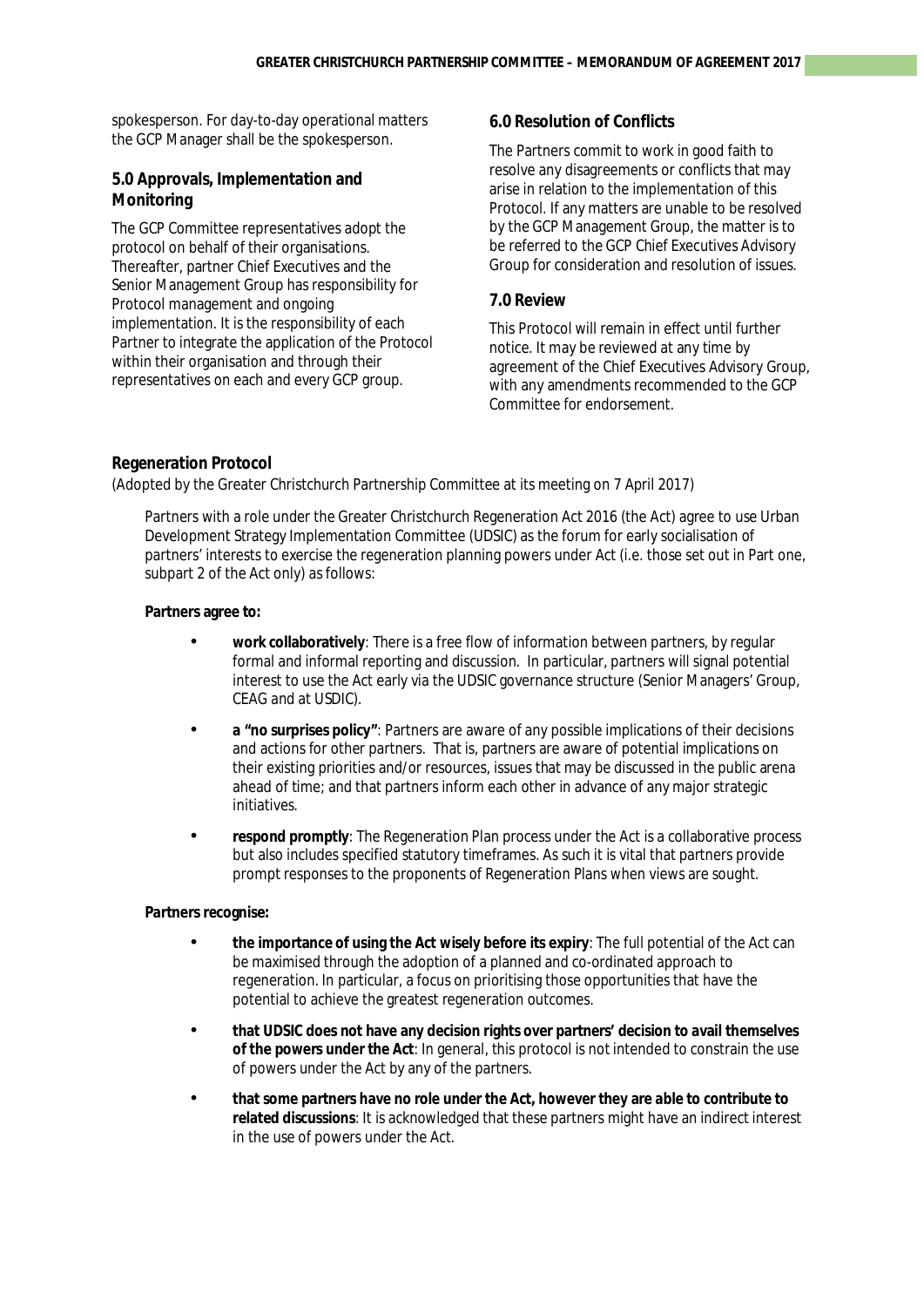spokesperson. For day-to-day operational matters the GCP Manager shall be the spokesperson.

## 5.0 Approvals, Implementation and Monitoring

The GCP Committee representatives adopt the protocol on behalf of their organisations. Thereafter, partner Chief Executives and the Senior Management Group has responsibility for Protocol management and ongoing implementation. It is the responsibility of each Partner to integrate the application of the Protocol within their organisation and through their representatives on each and every GCP group.

## 6.0 Resolution of Conflicts

The Partners commit to work in good faith to resolve any disagreements or conflicts that may arise in relation to the implementation of this Protocol. If any matters are unable to be resolved by the GCP Management Group, the matter is to be referred to the GCP Chief Executives Advisory Group for consideration and resolution of issues.

## 7.0 Review

This Protocol will remain in effect until further notice. It may be reviewed at any time by agreement of the Chief Executives Advisory Group, with any amendments recommended to the GCP Committee for endorsement.

## Regeneration Protocol

(Adopted by the Greater Christchurch Partnership Committee at its meeting on 7 April 2017)

Partners with a role under the Greater Christchurch Regeneration Act 2016 (the Act) agree to use Urban Development Strategy Implementation Committee (UDSIC) as the forum for early socialisation of partners' interests to exercise the regeneration planning powers under Act (i.e. those set out in Part one, subpart 2 of the Act only) as follows:

**Partners agree to:**

- **work collaboratively**: There is a free flow of information between partners, by regular formal and informal reporting and discussion. In particular, partners will signal potential interest to use the Act early via the UDSIC governance structure (Senior Managers' Group, CEAG and at USDIC).
- **a "no surprises policy"**: Partners are aware of any possible implications of their decisions and actions for other partners. That is, partners are aware of potential implications on their existing priorities and/or resources, issues that may be discussed in the public arena ahead of time; and that partners inform each other in advance of any major strategic initiatives.
- **respond promptly**: The Regeneration Plan process under the Act is a collaborative process but also includes specified statutory timeframes. As such it is vital that partners provide prompt responses to the proponents of Regeneration Plans when views are sought.

**Partners recognise:**

- **the importance of using the Act wisely before its expiry**: The full potential of the Act can be maximised through the adoption of a planned and co-ordinated approach to regeneration. In particular, a focus on prioritising those opportunities that have the potential to achieve the greatest regeneration outcomes.
- **that UDSIC does not have any decision rights over partners' decision to avail themselves of the powers under the Act**: In general, this protocol is not intended to constrain the use of powers under the Act by any of the partners.
- **that some partners have no role under the Act, however they are able to contribute to related discussions**: It is acknowledged that these partners might have an indirect interest in the use of powers under the Act.